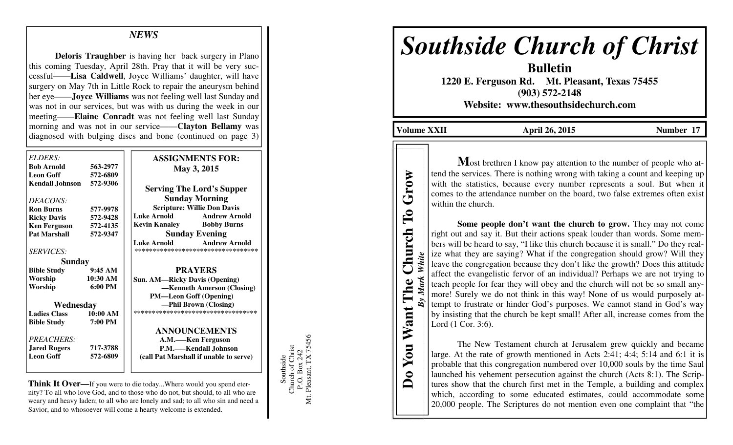## NEWS

**Deloris Traughber** is having her back surgery in Plano this coming Tuesday, April 28th. Pray that it will be very successful——**Lisa Caldwell**, Joyce Williams' daughter, will have surgery on May 7th in Little Rock to repair the aneurysm behind her eye——**Joyce Williams** was not feeling well last Sunday and was not in our services, but was with us during the week in our meeting——**Elaine Conradt** was not feeling well last Sunday morning and was not in our service——**Clayton Bellamy** was diagnosed with bulging discs and bone (continued on page 3)

*ELDERS:*

**Bob Arnold** 563-2977
**Leon Goff** 572-6809
**Kendall Johnson** 572-9306

*DEACONS:*

**Ron Burns** 577-9978
**Ricky Davis** 572-9428
**Ken Ferguson** 572-4135
**Pat Marshall** 572-9347

*SERVICES:*

**Sunday**

**Bible Study** 9:45 AM
**Worship** 10:30 AM
**Worship** 6:00 PM

**Wednesday**

**Ladies Class** 10:00 AM
**Bible Study** 7:00 PM

*PREACHERS:*

**Jared Rogers** 717-3788
**Leon Goff** 572-6809

**ASSIGNMENTS FOR: May 3, 2015**

**Serving The Lord's Supper**

**Sunday Morning**

**Scripture: Willie Don Davis**

| | |
|---|---|
| **Luke Arnold** | **Andrew Arnold** |
| **Kevin Kanaley** | **Bobby Burns** |

**Sunday Evening**

| | |
|---|---|
| **Luke Arnold** | **Andrew Arnold** |

**********************************

**PRAYERS**

**Sun. AM—Ricky Davis (Opening)**
**—Kenneth Amerson (Closing)**
**PM—Leon Goff (Opening)**
**—Phil Brown (Closing)**

**********************************

**ANNOUNCEMENTS**

**A.M.——Ken Ferguson**
**P.M.——Kendall Johnson**
**(call Pat Marshall if unable to serve)**

**Think It Over—**If you were to die today...Where would you spend eternity? To all who love God, and to those who do not, but should, to all who are weary and heavy laden; to all who are lonely and sad; to all who sin and need a Savior, and to whosoever will come a hearty welcome is extended.

Southside
Church of Christ
P.O. Box 242
Mt. Pleasant, TX 75456

# *Southside Church of Christ*

**Bulletin**

**1220 E. Ferguson Rd. Mt. Pleasant, Texas 75455**
**(903) 572-2148**
**Website: www.thesouthsidechurch.com**

**Volume XXII** **April 26, 2015** **Number 17**

## Do You Want The Church To Grow

***By Mark White***

**M**ost brethren I know pay attention to the number of people who attend the services. There is nothing wrong with taking a count and keeping up with the statistics, because every number represents a soul. But when it comes to the attendance number on the board, two false extremes often exist within the church.

**Some people don't want the church to grow.** They may not come right out and say it. But their actions speak louder than words. Some members will be heard to say, "I like this church because it is small." Do they realize what they are saying? What if the congregation should grow? Will they leave the congregation because they don't like the growth? Does this attitude affect the evangelistic fervor of an individual? Perhaps we are not trying to teach people for fear they will obey and the church will not be so small anymore! Surely we do not think in this way! None of us would purposely attempt to frustrate or hinder God's purposes. We cannot stand in God's way by insisting that the church be kept small! After all, increase comes from the Lord (1 Cor. 3:6).

The New Testament church at Jerusalem grew quickly and became large. At the rate of growth mentioned in Acts 2:41; 4:4; 5:14 and 6:1 it is probable that this congregation numbered over 10,000 souls by the time Saul launched his vehement persecution against the church (Acts 8:1). The Scriptures show that the church first met in the Temple, a building and complex which, according to some educated estimates, could accommodate some 20,000 people. The Scriptures do not mention even one complaint that "the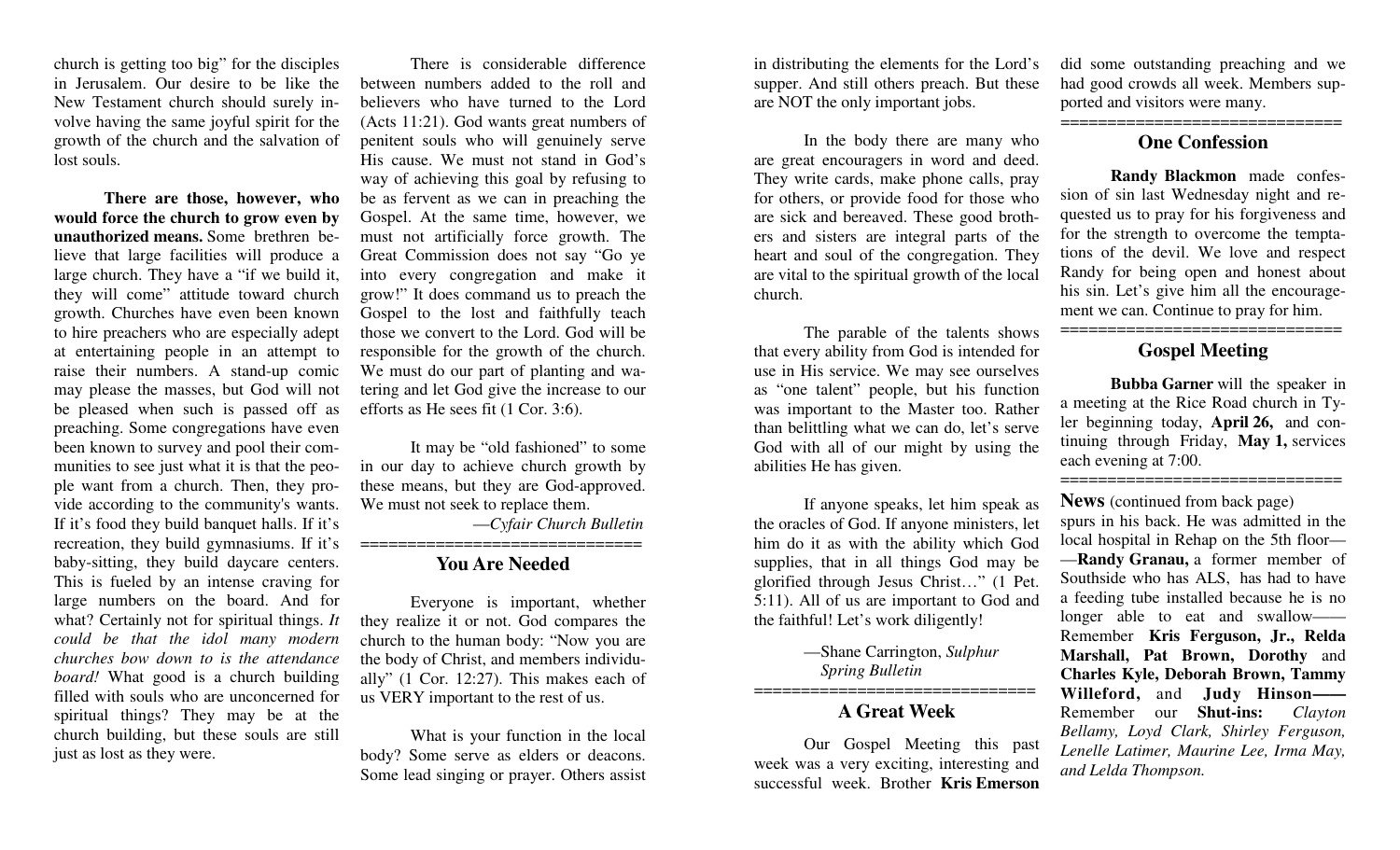church is getting too big" for the disciples in Jerusalem. Our desire to be like the New Testament church should surely involve having the same joyful spirit for the growth of the church and the salvation of lost souls.

**There are those, however, who would force the church to grow even by unauthorized means.** Some brethren believe that large facilities will produce a large church. They have a "if we build it, they will come" attitude toward church growth. Churches have even been known to hire preachers who are especially adept at entertaining people in an attempt to raise their numbers. A stand-up comic may please the masses, but God will not be pleased when such is passed off as preaching. Some congregations have even been known to survey and pool their communities to see just what it is that the people want from a church. Then, they provide according to the community's wants. If it's food they build banquet halls. If it's recreation, they build gymnasiums. If it's baby-sitting, they build daycare centers. This is fueled by an intense craving for large numbers on the board. And for what? Certainly not for spiritual things. *It could be that the idol many modern churches bow down to is the attendance board!* What good is a church building filled with souls who are unconcerned for spiritual things? They may be at the church building, but these souls are still just as lost as they were.

There is considerable difference between numbers added to the roll and believers who have turned to the Lord (Acts 11:21). God wants great numbers of penitent souls who will genuinely serve His cause. We must not stand in God's way of achieving this goal by refusing to be as fervent as we can in preaching the Gospel. At the same time, however, we must not artificially force growth. The Great Commission does not say "Go ye into every congregation and make it grow!" It does command us to preach the Gospel to the lost and faithfully teach those we convert to the Lord. God will be responsible for the growth of the church. We must do our part of planting and watering and let God give the increase to our efforts as He sees fit (1 Cor. 3:6).

It may be "old fashioned" to some in our day to achieve church growth by these means, but they are God-approved. We must not seek to replace them.

—*Cyfair Church Bulletin*

==============================

## You Are Needed

Everyone is important, whether they realize it or not. God compares the church to the human body: "Now you are the body of Christ, and members individually" (1 Cor. 12:27). This makes each of us VERY important to the rest of us.

What is your function in the local body? Some serve as elders or deacons. Some lead singing or prayer. Others assist in distributing the elements for the Lord's supper. And still others preach. But these are NOT the only important jobs.

In the body there are many who are great encouragers in word and deed. They write cards, make phone calls, pray for others, or provide food for those who are sick and bereaved. These good brothers and sisters are integral parts of the heart and soul of the congregation. They are vital to the spiritual growth of the local church.

The parable of the talents shows that every ability from God is intended for use in His service. We may see ourselves as "one talent" people, but his function was important to the Master too. Rather than belittling what we can do, let's serve God with all of our might by using the abilities He has given.

If anyone speaks, let him speak as the oracles of God. If anyone ministers, let him do it as with the ability which God supplies, that in all things God may be glorified through Jesus Christ…" (1 Pet. 5:11). All of us are important to God and the faithful! Let's work diligently!

—Shane Carrington, *Sulphur Spring Bulletin*

==============================

## A Great Week

Our Gospel Meeting this past week was a very exciting, interesting and successful week. Brother **Kris Emerson** did some outstanding preaching and we had good crowds all week. Members supported and visitors were many.

==============================

## One Confession

**Randy Blackmon** made confession of sin last Wednesday night and requested us to pray for his forgiveness and for the strength to overcome the temptations of the devil. We love and respect Randy for being open and honest about his sin. Let's give him all the encouragement we can. Continue to pray for him.

==============================

## Gospel Meeting

**Bubba Garner** will the speaker in a meeting at the Rice Road church in Tyler beginning today, **April 26,** and continuing through Friday, **May 1,** services each evening at 7:00.

==============================

**News** (continued from back page)

spurs in his back. He was admitted in the local hospital in Rehap on the 5th floor——**Randy Granau,** a former member of Southside who has ALS, has had to have a feeding tube installed because he is no longer able to eat and swallow——Remember **Kris Ferguson, Jr., Relda Marshall, Pat Brown, Dorothy** and **Charles Kyle, Deborah Brown, Tammy Willeford,** and **Judy Hinson——** Remember our **Shut-ins:** *Clayton Bellamy, Loyd Clark, Shirley Ferguson, Lenelle Latimer, Maurine Lee, Irma May, and Lelda Thompson.*